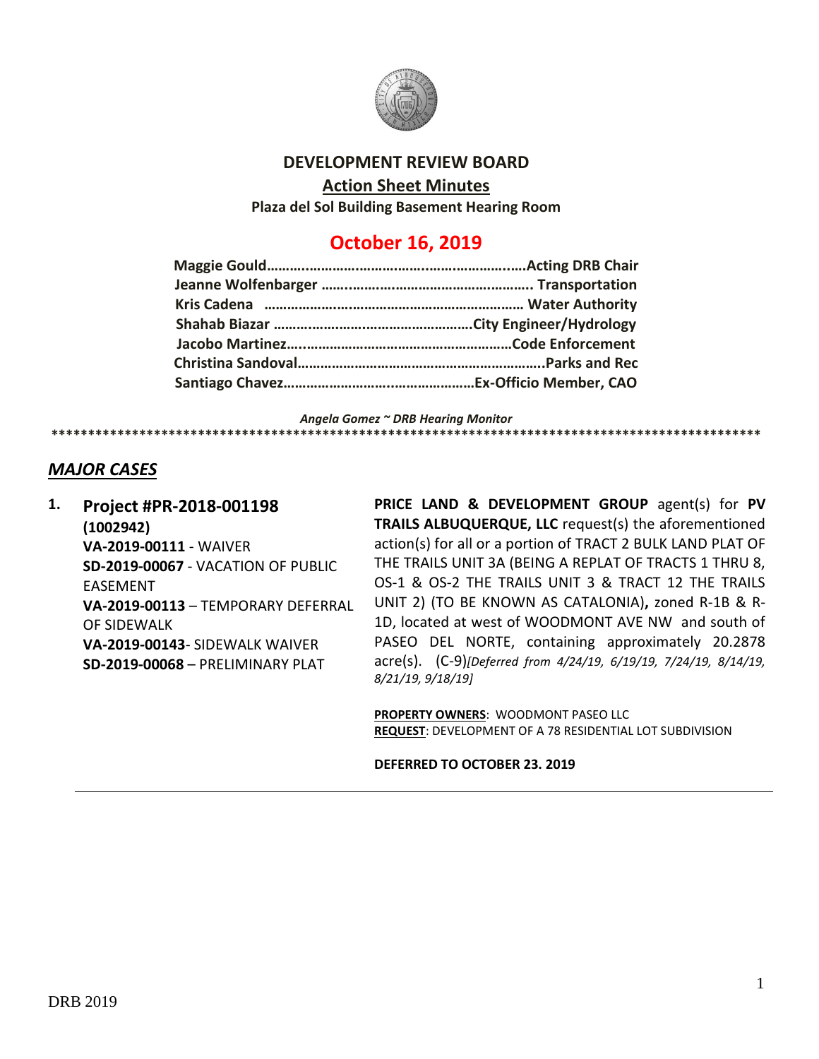# DEVELOPMENT REVIEW BOARD

## Action Sheet Minutes

**Plaza del Sol Building Basement Hearing Room**

## October 16, 2019

**Maggie Gould…………………………………………………………Acting DRB Chair**
**Jeanne Wolfenbarger ……………………………………………. Transportation**
**Kris Cadena ………………………………………………………… Water Authority**
**Shahab Biazar ……………………………………………City Engineer/Hydrology**
**Jacobo Martinez………………………………………………………Code Enforcement**
**Christina Sandoval…………………………………………………………..Parks and Rec**
**Santiago Chavez…………………………………………………Ex-Officio Member, CAO**

*Angela Gomez ~ DRB Hearing Monitor*

**************************************************************************************************

## *MAJOR CASES*

1. **Project #PR-2018-001198**
**(1002942)**
**VA-2019-00111** - WAIVER
**SD-2019-00067** - VACATION OF PUBLIC EASEMENT
**VA-2019-00113** – TEMPORARY DEFERRAL OF SIDEWALK
**VA-2019-00143**- SIDEWALK WAIVER
**SD-2019-00068** – PRELIMINARY PLAT

**PRICE LAND & DEVELOPMENT GROUP** agent(s) for **PV TRAILS ALBUQUERQUE, LLC** request(s) the aforementioned action(s) for all or a portion of TRACT 2 BULK LAND PLAT OF THE TRAILS UNIT 3A (BEING A REPLAT OF TRACTS 1 THRU 8, OS-1 & OS-2 THE TRAILS UNIT 3 & TRACT 12 THE TRAILS UNIT 2) (TO BE KNOWN AS CATALONIA)**,** zoned R-1B & R-1D, located at west of WOODMONT AVE NW and south of PASEO DEL NORTE, containing approximately 20.2878 acre(s). (C-9)*[Deferred from 4/24/19, 6/19/19, 7/24/19, 8/14/19, 8/21/19, 9/18/19]*

**PROPERTY OWNERS**: WOODMONT PASEO LLC
**REQUEST**: DEVELOPMENT OF A 78 RESIDENTIAL LOT SUBDIVISION

**DEFERRED TO OCTOBER 23. 2019**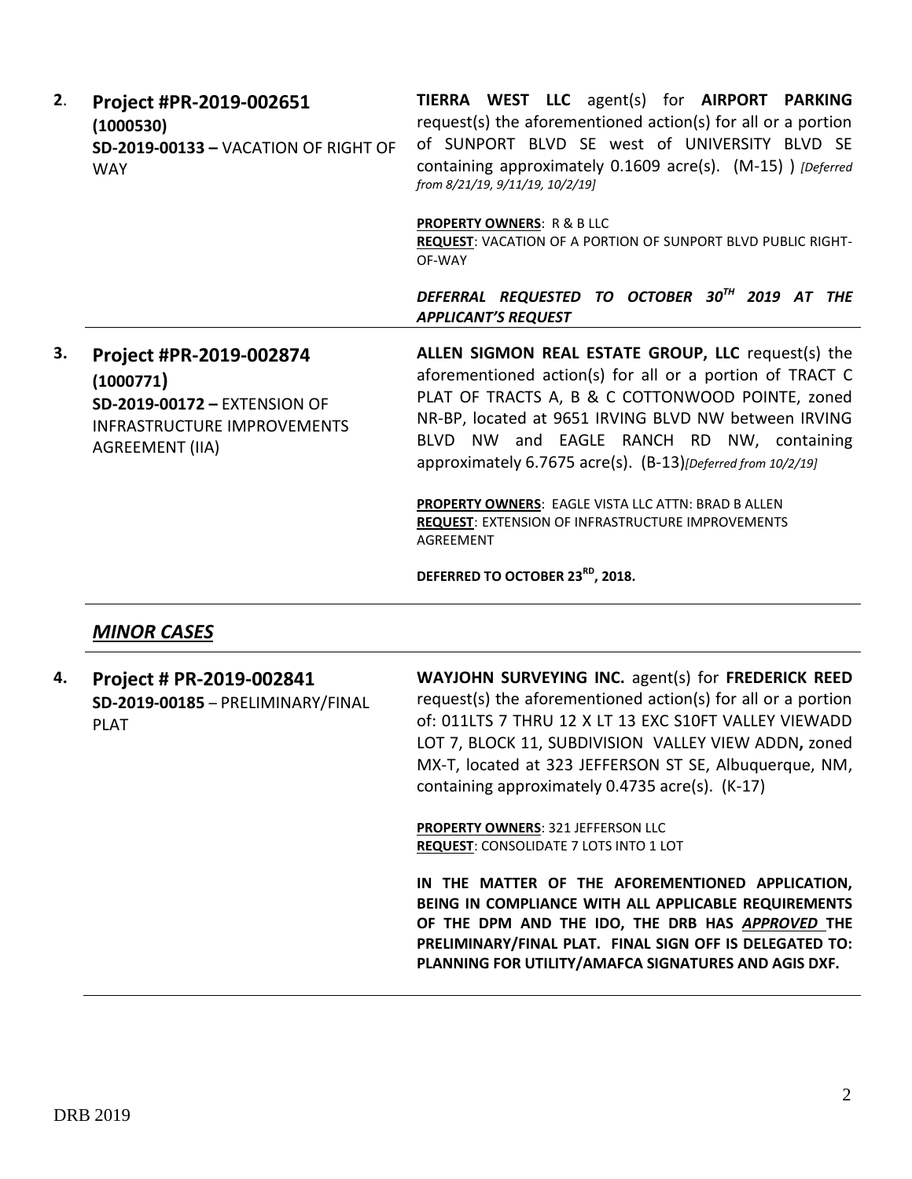**2**. **Project #PR-2019-002651**
**(1000530)**
**SD-2019-00133 –** VACATION OF RIGHT OF WAY

**TIERRA WEST LLC** agent(s) for **AIRPORT PARKING** request(s) the aforementioned action(s) for all or a portion of SUNPORT BLVD SE west of UNIVERSITY BLVD SE containing approximately 0.1609 acre(s). (M-15) ) *[Deferred from 8/21/19, 9/11/19, 10/2/19]*

**PROPERTY OWNERS**: R & B LLC
**REQUEST**: VACATION OF A PORTION OF SUNPORT BLVD PUBLIC RIGHT-OF-WAY

***DEFERRAL REQUESTED TO OCTOBER 30TH 2019 AT THE APPLICANT'S REQUEST***

---

**3. Project #PR-2019-002874**
**(1000771)**
**SD-2019-00172 –** EXTENSION OF INFRASTRUCTURE IMPROVEMENTS AGREEMENT (IIA)

**ALLEN SIGMON REAL ESTATE GROUP, LLC** request(s) the aforementioned action(s) for all or a portion of TRACT C PLAT OF TRACTS A, B & C COTTONWOOD POINTE, zoned NR-BP, located at 9651 IRVING BLVD NW between IRVING BLVD NW and EAGLE RANCH RD NW, containing approximately 6.7675 acre(s). (B-13)*[Deferred from 10/2/19]*

**PROPERTY OWNERS**: EAGLE VISTA LLC ATTN: BRAD B ALLEN
**REQUEST**: EXTENSION OF INFRASTRUCTURE IMPROVEMENTS AGREEMENT

**DEFERRED TO OCTOBER 23RD, 2018.**

---

## ***MINOR CASES***

---

**4. Project # PR-2019-002841**
**SD-2019-00185** – PRELIMINARY/FINAL PLAT

**WAYJOHN SURVEYING INC.** agent(s) for **FREDERICK REED** request(s) the aforementioned action(s) for all or a portion of: 011LTS 7 THRU 12 X LT 13 EXC S10FT VALLEY VIEWADD LOT 7, BLOCK 11, SUBDIVISION VALLEY VIEW ADDN**,** zoned MX-T, located at 323 JEFFERSON ST SE, Albuquerque, NM, containing approximately 0.4735 acre(s). (K-17)

**PROPERTY OWNERS**: 321 JEFFERSON LLC
**REQUEST**: CONSOLIDATE 7 LOTS INTO 1 LOT

**IN THE MATTER OF THE AFOREMENTIONED APPLICATION, BEING IN COMPLIANCE WITH ALL APPLICABLE REQUIREMENTS OF THE DPM AND THE IDO, THE DRB HAS *APPROVED* THE PRELIMINARY/FINAL PLAT. FINAL SIGN OFF IS DELEGATED TO: PLANNING FOR UTILITY/AMAFCA SIGNATURES AND AGIS DXF.**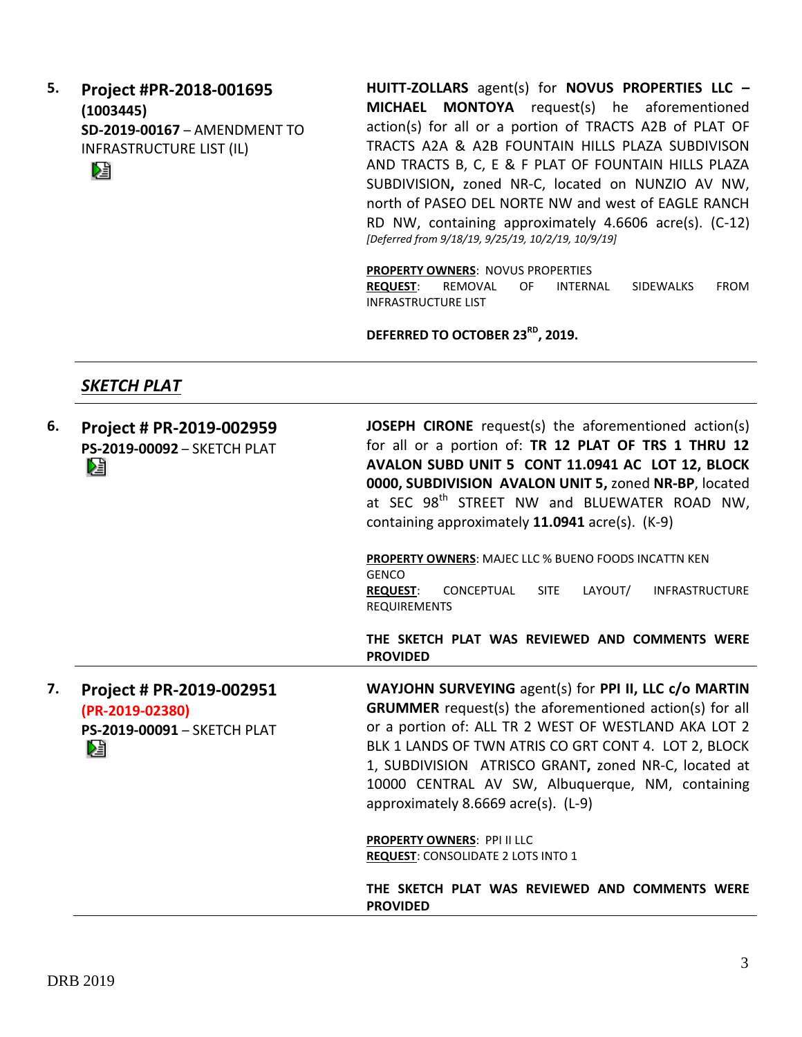**5.** **Project #PR-2018-001695**
**(1003445)**
**SD-2019-00167** – AMENDMENT TO INFRASTRUCTURE LIST (IL)

**HUITT-ZOLLARS** agent(s) for **NOVUS PROPERTIES LLC – MICHAEL MONTOYA** request(s) he aforementioned action(s) for all or a portion of TRACTS A2B of PLAT OF TRACTS A2A & A2B FOUNTAIN HILLS PLAZA SUBDIVISON AND TRACTS B, C, E & F PLAT OF FOUNTAIN HILLS PLAZA SUBDIVISION**,** zoned NR-C, located on NUNZIO AV NW, north of PASEO DEL NORTE NW and west of EAGLE RANCH RD NW, containing approximately 4.6606 acre(s). (C-12)
*[Deferred from 9/18/19, 9/25/19, 10/2/19, 10/9/19]*

**PROPERTY OWNERS**: NOVUS PROPERTIES
**REQUEST**: REMOVAL OF INTERNAL SIDEWALKS FROM INFRASTRUCTURE LIST

**DEFERRED TO OCTOBER 23RD, 2019.**

---

## *SKETCH PLAT*

---

**6.** **Project # PR-2019-002959**
**PS-2019-00092** – SKETCH PLAT

**JOSEPH CIRONE** request(s) the aforementioned action(s) for all or a portion of: **TR 12 PLAT OF TRS 1 THRU 12 AVALON SUBD UNIT 5 CONT 11.0941 AC LOT 12, BLOCK 0000, SUBDIVISION AVALON UNIT 5,** zoned **NR-BP**, located at SEC 98th STREET NW and BLUEWATER ROAD NW, containing approximately **11.0941** acre(s). (K-9)

**PROPERTY OWNERS**: MAJEC LLC % BUENO FOODS INCATTN KEN GENCO
**REQUEST**: CONCEPTUAL SITE LAYOUT/ INFRASTRUCTURE REQUIREMENTS

**THE SKETCH PLAT WAS REVIEWED AND COMMENTS WERE PROVIDED**

---

**7.** **Project # PR-2019-002951**
**(PR-2019-02380)**
**PS-2019-00091** – SKETCH PLAT

**WAYJOHN SURVEYING** agent(s) for **PPI II, LLC c/o MARTIN GRUMMER** request(s) the aforementioned action(s) for all or a portion of: ALL TR 2 WEST OF WESTLAND AKA LOT 2 BLK 1 LANDS OF TWN ATRIS CO GRT CONT 4. LOT 2, BLOCK 1, SUBDIVISION ATRISCO GRANT**,** zoned NR-C, located at 10000 CENTRAL AV SW, Albuquerque, NM, containing approximately 8.6669 acre(s). (L-9)

**PROPERTY OWNERS**: PPI II LLC
**REQUEST**: CONSOLIDATE 2 LOTS INTO 1

**THE SKETCH PLAT WAS REVIEWED AND COMMENTS WERE PROVIDED**

---

DRB 2019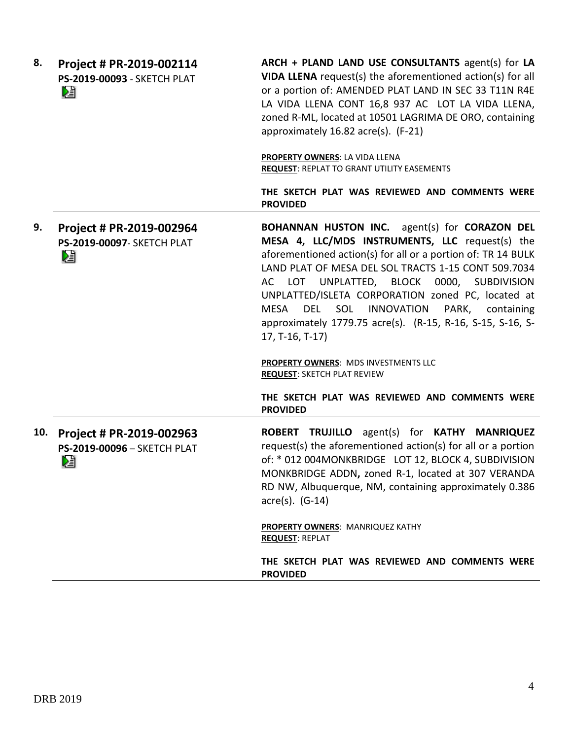| | | |
|---|---|---|
| **8.** | **Project # PR-2019-002114**<br>**PS-2019-00093** - SKETCH PLAT | **ARCH + PLAND LAND USE CONSULTANTS** agent(s) for **LA VIDA LLENA** request(s) the aforementioned action(s) for all or a portion of: AMENDED PLAT LAND IN SEC 33 T11N R4E LA VIDA LLENA CONT 16,8 937 AC LOT LA VIDA LLENA, zoned R-ML, located at 10501 LAGRIMA DE ORO, containing approximately 16.82 acre(s). (F-21)<br><br>**PROPERTY OWNERS**: LA VIDA LLENA<br>**REQUEST**: REPLAT TO GRANT UTILITY EASEMENTS<br><br>**THE SKETCH PLAT WAS REVIEWED AND COMMENTS WERE PROVIDED** |
| **9.** | **Project # PR-2019-002964**<br>**PS-2019-00097**- SKETCH PLAT | **BOHANNAN HUSTON INC.** agent(s) for **CORAZON DEL MESA 4, LLC/MDS INSTRUMENTS, LLC** request(s) the aforementioned action(s) for all or a portion of: TR 14 BULK LAND PLAT OF MESA DEL SOL TRACTS 1-15 CONT 509.7034 AC LOT UNPLATTED, BLOCK 0000, SUBDIVISION UNPLATTED/ISLETA CORPORATION zoned PC, located at MESA DEL SOL INNOVATION PARK, containing approximately 1779.75 acre(s). (R-15, R-16, S-15, S-16, S-17, T-16, T-17)<br><br>**PROPERTY OWNERS**: MDS INVESTMENTS LLC<br>**REQUEST**: SKETCH PLAT REVIEW<br><br>**THE SKETCH PLAT WAS REVIEWED AND COMMENTS WERE PROVIDED** |
| **10.** | **Project # PR-2019-002963**<br>**PS-2019-00096** – SKETCH PLAT | **ROBERT TRUJILLO** agent(s) for **KATHY MANRIQUEZ** request(s) the aforementioned action(s) for all or a portion of: * 012 004MONKBRIDGE LOT 12, BLOCK 4, SUBDIVISION MONKBRIDGE ADDN**,** zoned R-1, located at 307 VERANDA RD NW, Albuquerque, NM, containing approximately 0.386 acre(s). (G-14)<br><br>**PROPERTY OWNERS**: MANRIQUEZ KATHY<br>**REQUEST**: REPLAT<br><br>**THE SKETCH PLAT WAS REVIEWED AND COMMENTS WERE PROVIDED** |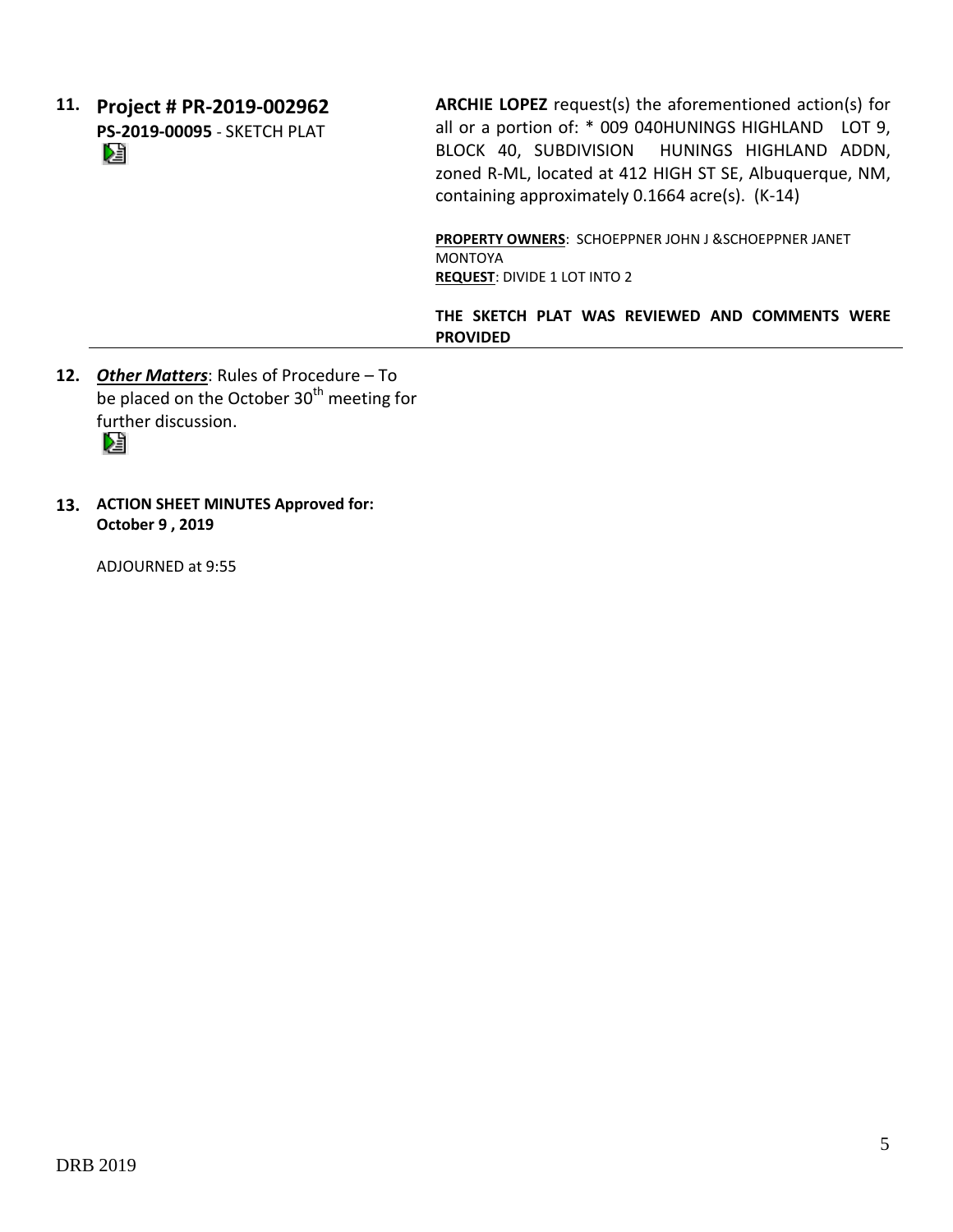**11. Project # PR-2019-002962**
**PS-2019-00095** - SKETCH PLAT

**ARCHIE LOPEZ** request(s) the aforementioned action(s) for all or a portion of: * 009 040HUNINGS HIGHLAND LOT 9, BLOCK 40, SUBDIVISION HUNINGS HIGHLAND ADDN, zoned R-ML, located at 412 HIGH ST SE, Albuquerque, NM, containing approximately 0.1664 acre(s). (K-14)

**PROPERTY OWNERS**: SCHOEPPNER JOHN J &SCHOEPPNER JANET MONTOYA
**REQUEST**: DIVIDE 1 LOT INTO 2

**THE SKETCH PLAT WAS REVIEWED AND COMMENTS WERE PROVIDED**

---

**12.** ***Other Matters***: Rules of Procedure – To be placed on the October 30th meeting for further discussion.

**13. ACTION SHEET MINUTES Approved for: October 9 , 2019**

ADJOURNED at 9:55